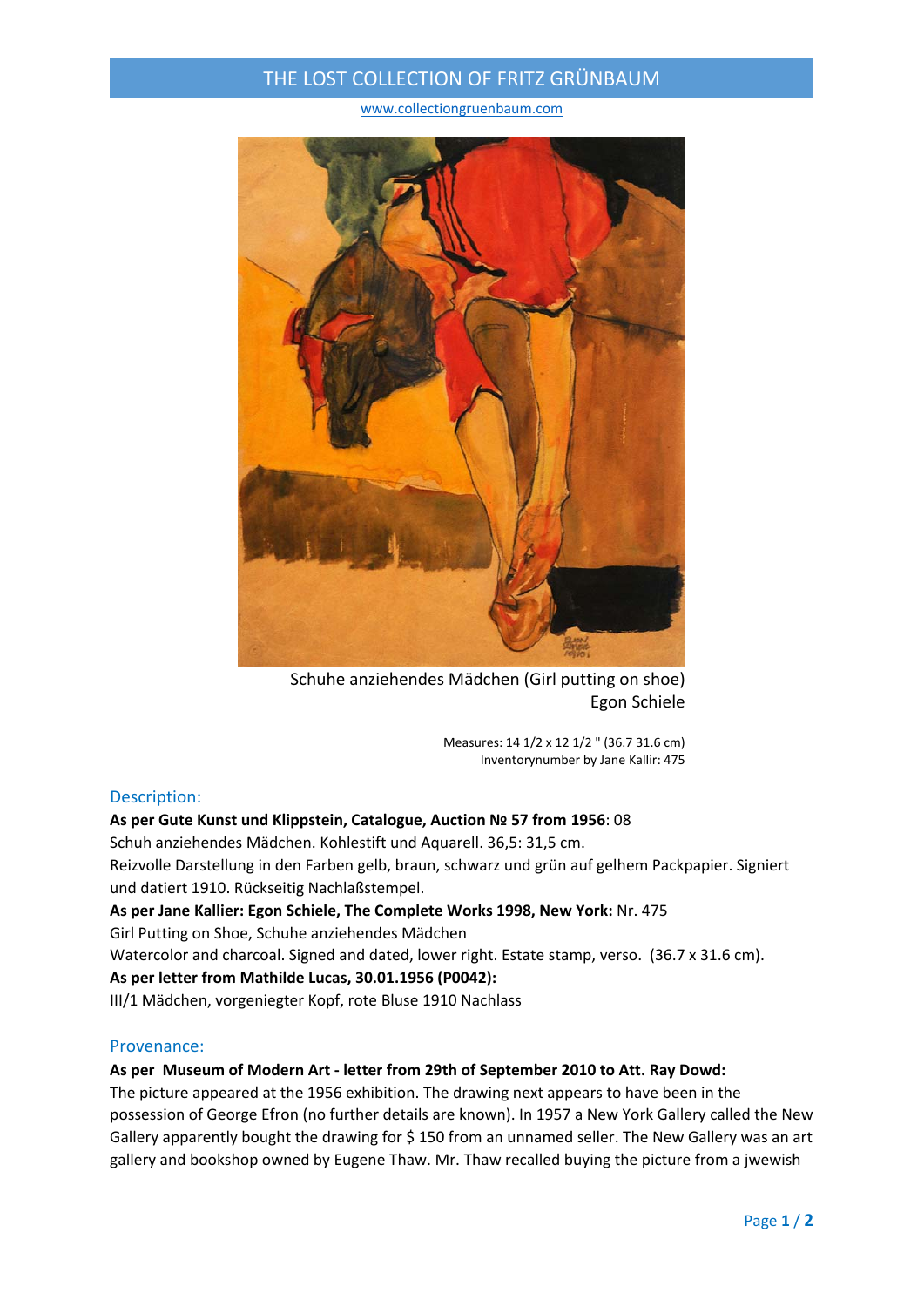# THE LOST COLLECTION OF FRITZ GRÜNBAUM

www.collectiongruenbaum.com

Schuhe anziehendes Mädchen (Girl putting on shoe)
Egon Schiele

Measures: 14 1/2 x 12 1/2 " (36.7 31.6 cm)
Inventorynumber by Jane Kallir: 475

## Description:

**As per Gute Kunst und Klippstein, Catalogue, Auction № 57 from 1956**: 08
Schuh anziehendes Mädchen. Kohlestift und Aquarell. 36,5: 31,5 cm.
Reizvolle Darstellung in den Farben gelb, braun, schwarz und grün auf gelhem Packpapier. Signiert und datiert 1910. Rückseitig Nachlaßstempel.
**As per Jane Kallier: Egon Schiele, The Complete Works 1998, New York:** Nr. 475
Girl Putting on Shoe, Schuhe anziehendes Mädchen
Watercolor and charcoal. Signed and dated, lower right. Estate stamp, verso. (36.7 x 31.6 cm).
**As per letter from Mathilde Lucas, 30.01.1956 (P0042):**
III/1 Mädchen, vorgeniegter Kopf, rote Bluse 1910 Nachlass

## Provenance:

**As per Museum of Modern Art - letter from 29th of September 2010 to Att. Ray Dowd:**
The picture appeared at the 1956 exhibition. The drawing next appears to have been in the possession of George Efron (no further details are known). In 1957 a New York Gallery called the New Gallery apparently bought the drawing for $ 150 from an unnamed seller. The New Gallery was an art gallery and bookshop owned by Eugene Thaw. Mr. Thaw recalled buying the picture from a jwewish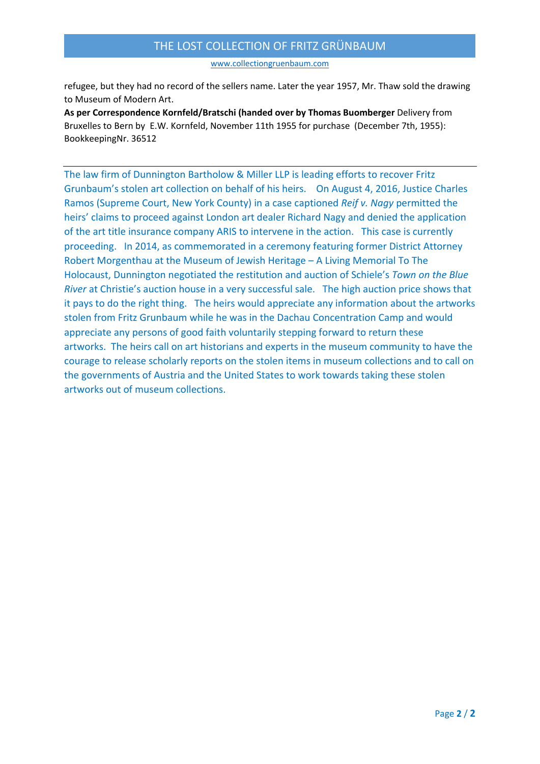refugee, but they had no record of the sellers name. Later the year 1957, Mr. Thaw sold the drawing to Museum of Modern Art.

**As per Correspondence Kornfeld/Bratschi (handed over by Thomas Buomberger** Delivery from Bruxelles to Bern by E.W. Kornfeld, November 11th 1955 for purchase (December 7th, 1955): BookkeepingNr. 36512

---

The law firm of Dunnington Bartholow & Miller LLP is leading efforts to recover Fritz Grunbaum's stolen art collection on behalf of his heirs. On August 4, 2016, Justice Charles Ramos (Supreme Court, New York County) in a case captioned *Reif v. Nagy* permitted the heirs' claims to proceed against London art dealer Richard Nagy and denied the application of the art title insurance company ARIS to intervene in the action. This case is currently proceeding. In 2014, as commemorated in a ceremony featuring former District Attorney Robert Morgenthau at the Museum of Jewish Heritage – A Living Memorial To The Holocaust, Dunnington negotiated the restitution and auction of Schiele's *Town on the Blue River* at Christie's auction house in a very successful sale. The high auction price shows that it pays to do the right thing. The heirs would appreciate any information about the artworks stolen from Fritz Grunbaum while he was in the Dachau Concentration Camp and would appreciate any persons of good faith voluntarily stepping forward to return these artworks. The heirs call on art historians and experts in the museum community to have the courage to release scholarly reports on the stolen items in museum collections and to call on the governments of Austria and the United States to work towards taking these stolen artworks out of museum collections.